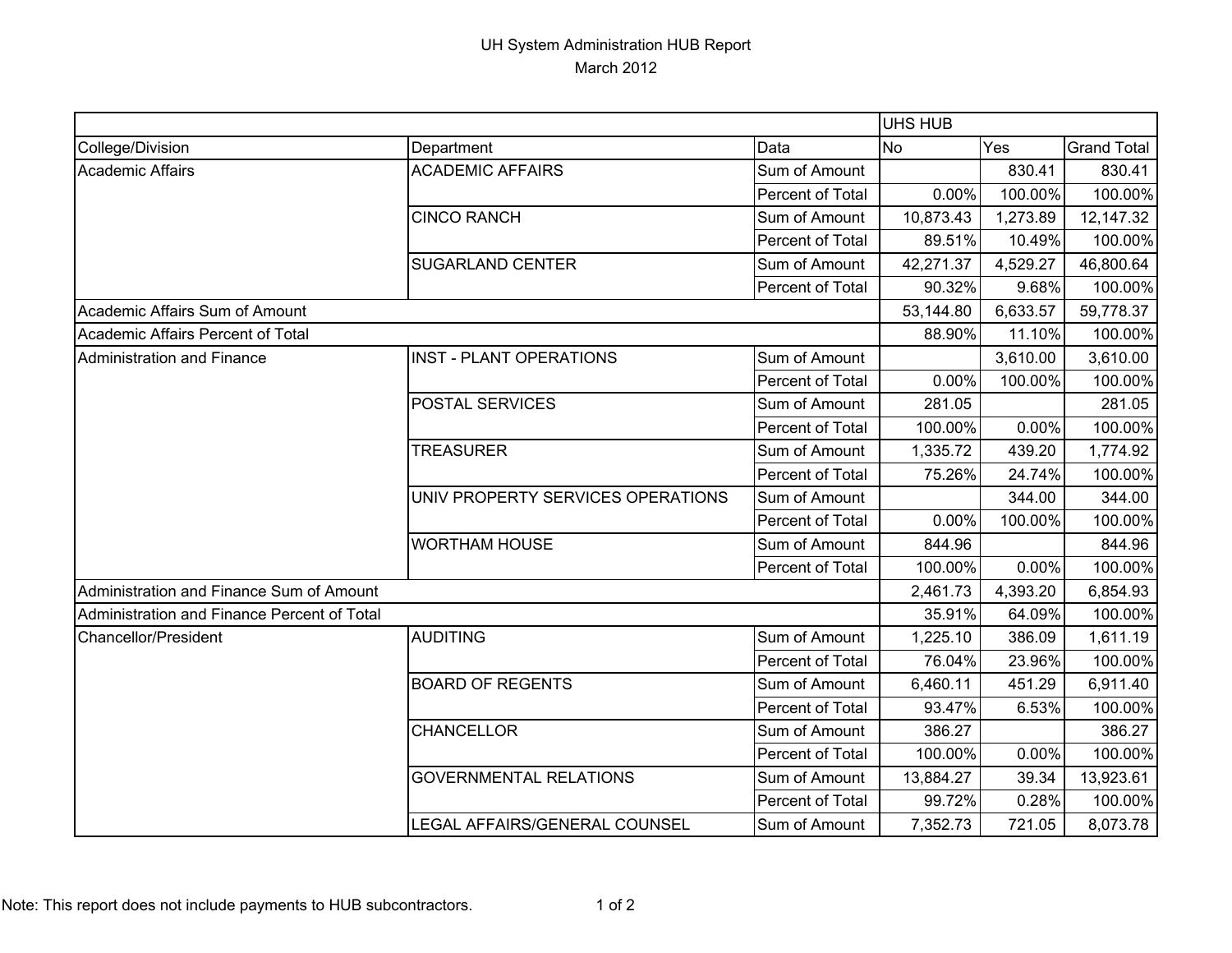# UH System Administration HUB Report

March 2012

| | | | UHS HUB | | |
|---|---|---|---|---|---|
| College/Division | Department | Data | No | Yes | Grand Total |
| Academic Affairs | ACADEMIC AFFAIRS | Sum of Amount | | 830.41 | 830.41 |
| | | Percent of Total | 0.00% | 100.00% | 100.00% |
| | CINCO RANCH | Sum of Amount | 10,873.43 | 1,273.89 | 12,147.32 |
| | | Percent of Total | 89.51% | 10.49% | 100.00% |
| | SUGARLAND CENTER | Sum of Amount | 42,271.37 | 4,529.27 | 46,800.64 |
| | | Percent of Total | 90.32% | 9.68% | 100.00% |
| Academic Affairs Sum of Amount | | | 53,144.80 | 6,633.57 | 59,778.37 |
| Academic Affairs Percent of Total | | | 88.90% | 11.10% | 100.00% |
| Administration and Finance | INST - PLANT OPERATIONS | Sum of Amount | | 3,610.00 | 3,610.00 |
| | | Percent of Total | 0.00% | 100.00% | 100.00% |
| | POSTAL SERVICES | Sum of Amount | 281.05 | | 281.05 |
| | | Percent of Total | 100.00% | 0.00% | 100.00% |
| | TREASURER | Sum of Amount | 1,335.72 | 439.20 | 1,774.92 |
| | | Percent of Total | 75.26% | 24.74% | 100.00% |
| | UNIV PROPERTY SERVICES OPERATIONS | Sum of Amount | | 344.00 | 344.00 |
| | | Percent of Total | 0.00% | 100.00% | 100.00% |
| | WORTHAM HOUSE | Sum of Amount | 844.96 | | 844.96 |
| | | Percent of Total | 100.00% | 0.00% | 100.00% |
| Administration and Finance Sum of Amount | | | 2,461.73 | 4,393.20 | 6,854.93 |
| Administration and Finance Percent of Total | | | 35.91% | 64.09% | 100.00% |
| Chancellor/President | AUDITING | Sum of Amount | 1,225.10 | 386.09 | 1,611.19 |
| | | Percent of Total | 76.04% | 23.96% | 100.00% |
| | BOARD OF REGENTS | Sum of Amount | 6,460.11 | 451.29 | 6,911.40 |
| | | Percent of Total | 93.47% | 6.53% | 100.00% |
| | CHANCELLOR | Sum of Amount | 386.27 | | 386.27 |
| | | Percent of Total | 100.00% | 0.00% | 100.00% |
| | GOVERNMENTAL RELATIONS | Sum of Amount | 13,884.27 | 39.34 | 13,923.61 |
| | | Percent of Total | 99.72% | 0.28% | 100.00% |
| | LEGAL AFFAIRS/GENERAL COUNSEL | Sum of Amount | 7,352.73 | 721.05 | 8,073.78 |

Note: This report does not include payments to HUB subcontractors.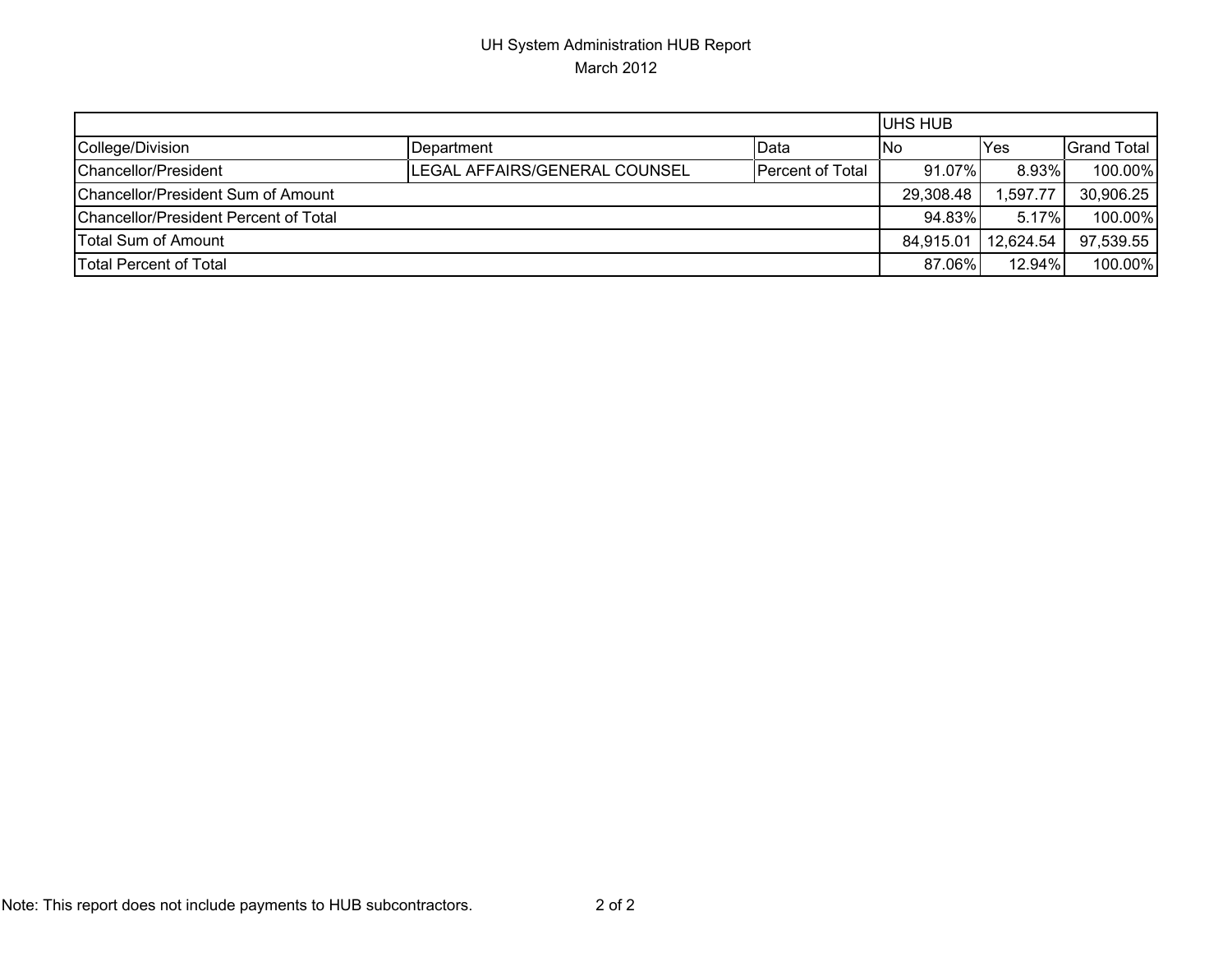# UH System Administration HUB Report

March 2012

| | | | UHS HUB | | |
|---|---|---|---|---|---|
| College/Division | Department | Data | No | Yes | Grand Total |
| Chancellor/President | LEGAL AFFAIRS/GENERAL COUNSEL | Percent of Total | 91.07% | 8.93% | 100.00% |
| Chancellor/President Sum of Amount | | | 29,308.48 | 1,597.77 | 30,906.25 |
| Chancellor/President Percent of Total | | | 94.83% | 5.17% | 100.00% |
| Total Sum of Amount | | | 84,915.01 | 12,624.54 | 97,539.55 |
| Total Percent of Total | | | 87.06% | 12.94% | 100.00% |

Note: This report does not include payments to HUB subcontractors.